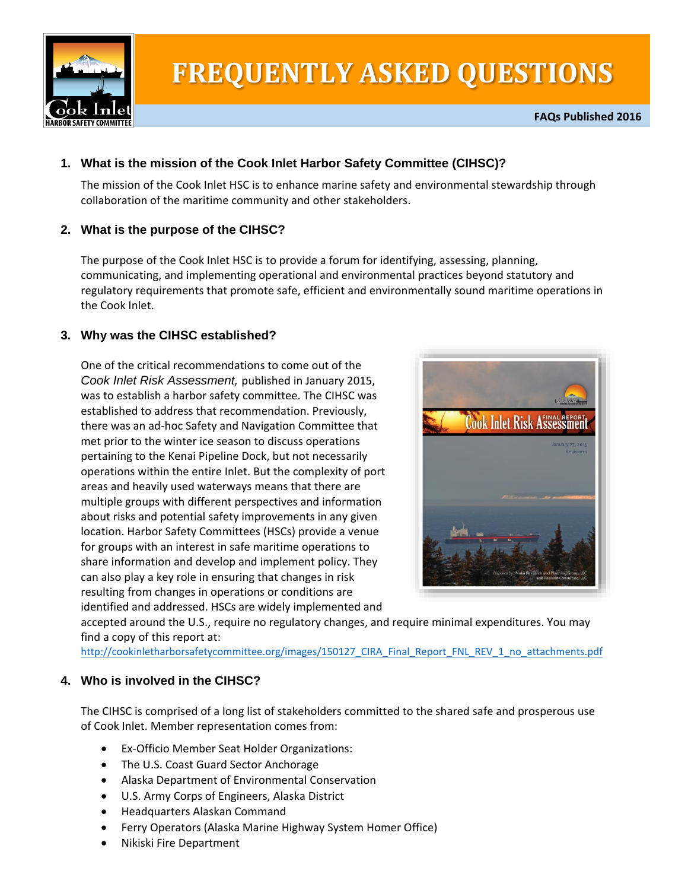# FREQUENTLY ASKED QUESTIONS

**FAQs Published 2016**

## 1. What is the mission of the Cook Inlet Harbor Safety Committee (CIHSC)?

The mission of the Cook Inlet HSC is to enhance marine safety and environmental stewardship through collaboration of the maritime community and other stakeholders.

## 2. What is the purpose of the CIHSC?

The purpose of the Cook Inlet HSC is to provide a forum for identifying, assessing, planning, communicating, and implementing operational and environmental practices beyond statutory and regulatory requirements that promote safe, efficient and environmentally sound maritime operations in the Cook Inlet.

## 3. Why was the CIHSC established?

One of the critical recommendations to come out of the *Cook Inlet Risk Assessment*, published in January 2015, was to establish a harbor safety committee. The CIHSC was established to address that recommendation. Previously, there was an ad-hoc Safety and Navigation Committee that met prior to the winter ice season to discuss operations pertaining to the Kenai Pipeline Dock, but not necessarily operations within the entire Inlet. But the complexity of port areas and heavily used waterways means that there are multiple groups with different perspectives and information about risks and potential safety improvements in any given location. Harbor Safety Committees (HSCs) provide a venue for groups with an interest in safe maritime operations to share information and develop and implement policy. They can also play a key role in ensuring that changes in risk resulting from changes in operations or conditions are identified and addressed. HSCs are widely implemented and accepted around the U.S., require no regulatory changes, and require minimal expenditures. You may find a copy of this report at:
http://cookinletharborsafetycommittee.org/images/150127_CIRA_Final_Report_FNL_REV_1_no_attachments.pdf

## 4. Who is involved in the CIHSC?

The CIHSC is comprised of a long list of stakeholders committed to the shared safe and prosperous use of Cook Inlet. Member representation comes from:

- Ex-Officio Member Seat Holder Organizations:
- The U.S. Coast Guard Sector Anchorage
- Alaska Department of Environmental Conservation
- U.S. Army Corps of Engineers, Alaska District
- Headquarters Alaskan Command
- Ferry Operators (Alaska Marine Highway System Homer Office)
- Nikiski Fire Department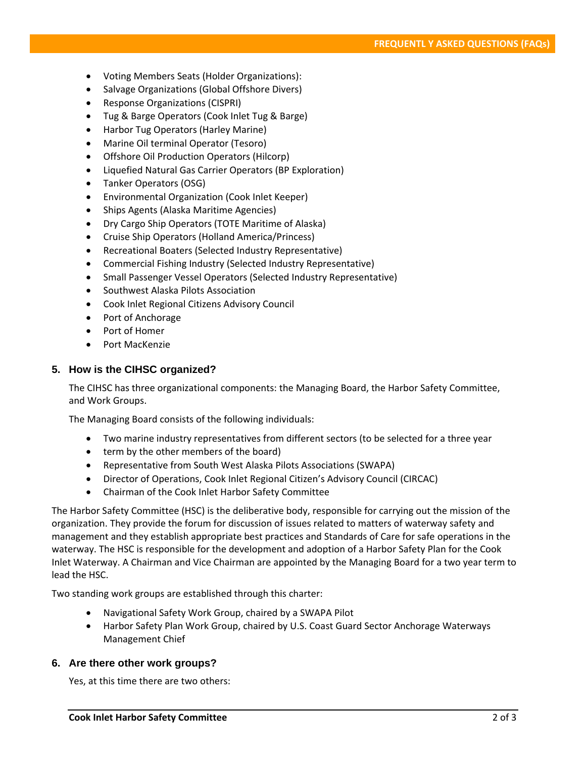- Voting Members Seats (Holder Organizations):
- Salvage Organizations (Global Offshore Divers)
- Response Organizations (CISPRI)
- Tug & Barge Operators (Cook Inlet Tug & Barge)
- Harbor Tug Operators (Harley Marine)
- Marine Oil terminal Operator (Tesoro)
- Offshore Oil Production Operators (Hilcorp)
- Liquefied Natural Gas Carrier Operators (BP Exploration)
- Tanker Operators (OSG)
- Environmental Organization (Cook Inlet Keeper)
- Ships Agents (Alaska Maritime Agencies)
- Dry Cargo Ship Operators (TOTE Maritime of Alaska)
- Cruise Ship Operators (Holland America/Princess)
- Recreational Boaters (Selected Industry Representative)
- Commercial Fishing Industry (Selected Industry Representative)
- Small Passenger Vessel Operators (Selected Industry Representative)
- Southwest Alaska Pilots Association
- Cook Inlet Regional Citizens Advisory Council
- Port of Anchorage
- Port of Homer
- Port MacKenzie

### 5. How is the CIHSC organized?

The CIHSC has three organizational components: the Managing Board, the Harbor Safety Committee, and Work Groups.

The Managing Board consists of the following individuals:

- Two marine industry representatives from different sectors (to be selected for a three year
- term by the other members of the board)
- Representative from South West Alaska Pilots Associations (SWAPA)
- Director of Operations, Cook Inlet Regional Citizen's Advisory Council (CIRCAC)
- Chairman of the Cook Inlet Harbor Safety Committee

The Harbor Safety Committee (HSC) is the deliberative body, responsible for carrying out the mission of the organization. They provide the forum for discussion of issues related to matters of waterway safety and management and they establish appropriate best practices and Standards of Care for safe operations in the waterway. The HSC is responsible for the development and adoption of a Harbor Safety Plan for the Cook Inlet Waterway. A Chairman and Vice Chairman are appointed by the Managing Board for a two year term to lead the HSC.

Two standing work groups are established through this charter:

- Navigational Safety Work Group, chaired by a SWAPA Pilot
- Harbor Safety Plan Work Group, chaired by U.S. Coast Guard Sector Anchorage Waterways Management Chief

### 6. Are there other work groups?

Yes, at this time there are two others: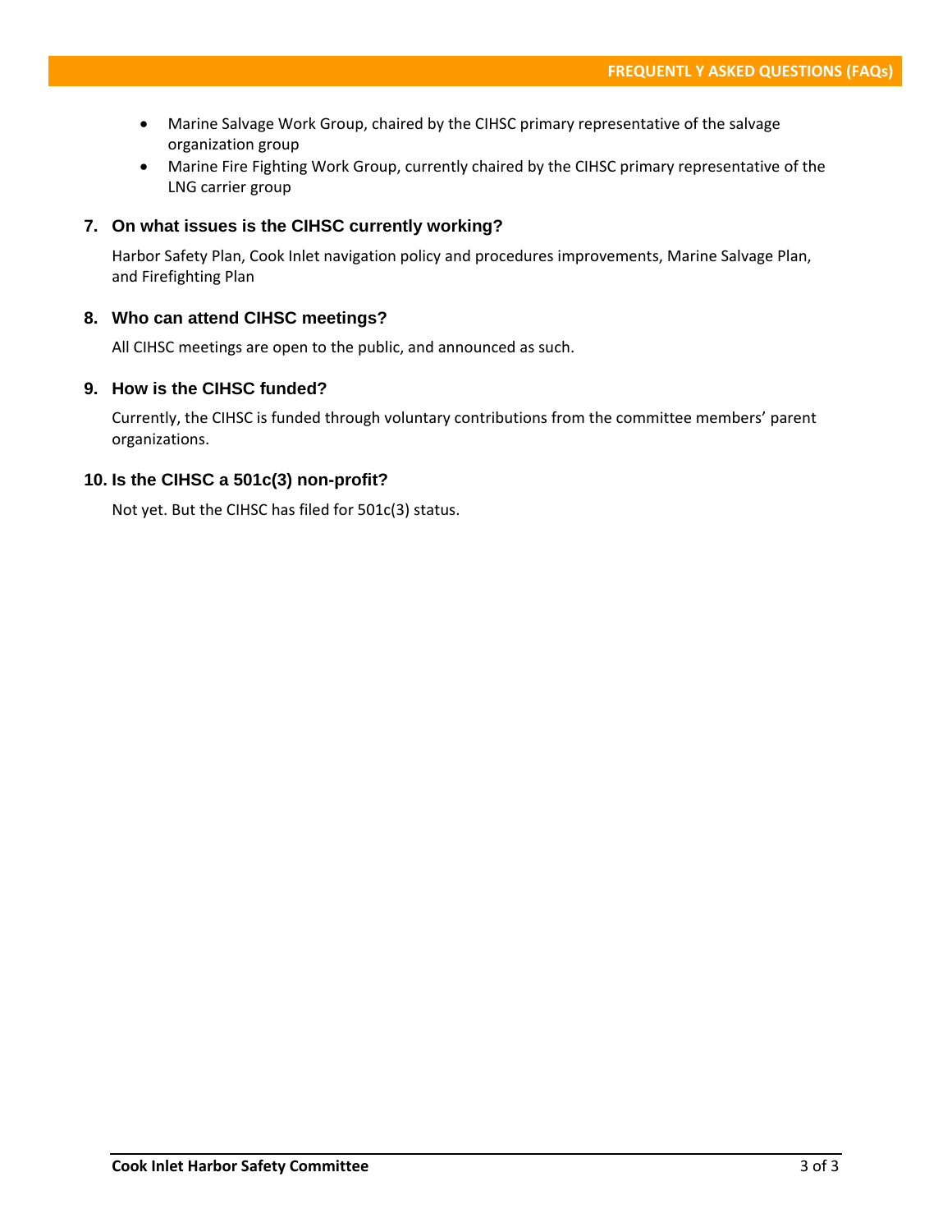- Marine Salvage Work Group, chaired by the CIHSC primary representative of the salvage organization group
- Marine Fire Fighting Work Group, currently chaired by the CIHSC primary representative of the LNG carrier group

## 7. On what issues is the CIHSC currently working?

Harbor Safety Plan, Cook Inlet navigation policy and procedures improvements, Marine Salvage Plan, and Firefighting Plan

## 8. Who can attend CIHSC meetings?

All CIHSC meetings are open to the public, and announced as such.

## 9. How is the CIHSC funded?

Currently, the CIHSC is funded through voluntary contributions from the committee members' parent organizations.

## 10. Is the CIHSC a 501c(3) non-profit?

Not yet. But the CIHSC has filed for 501c(3) status.